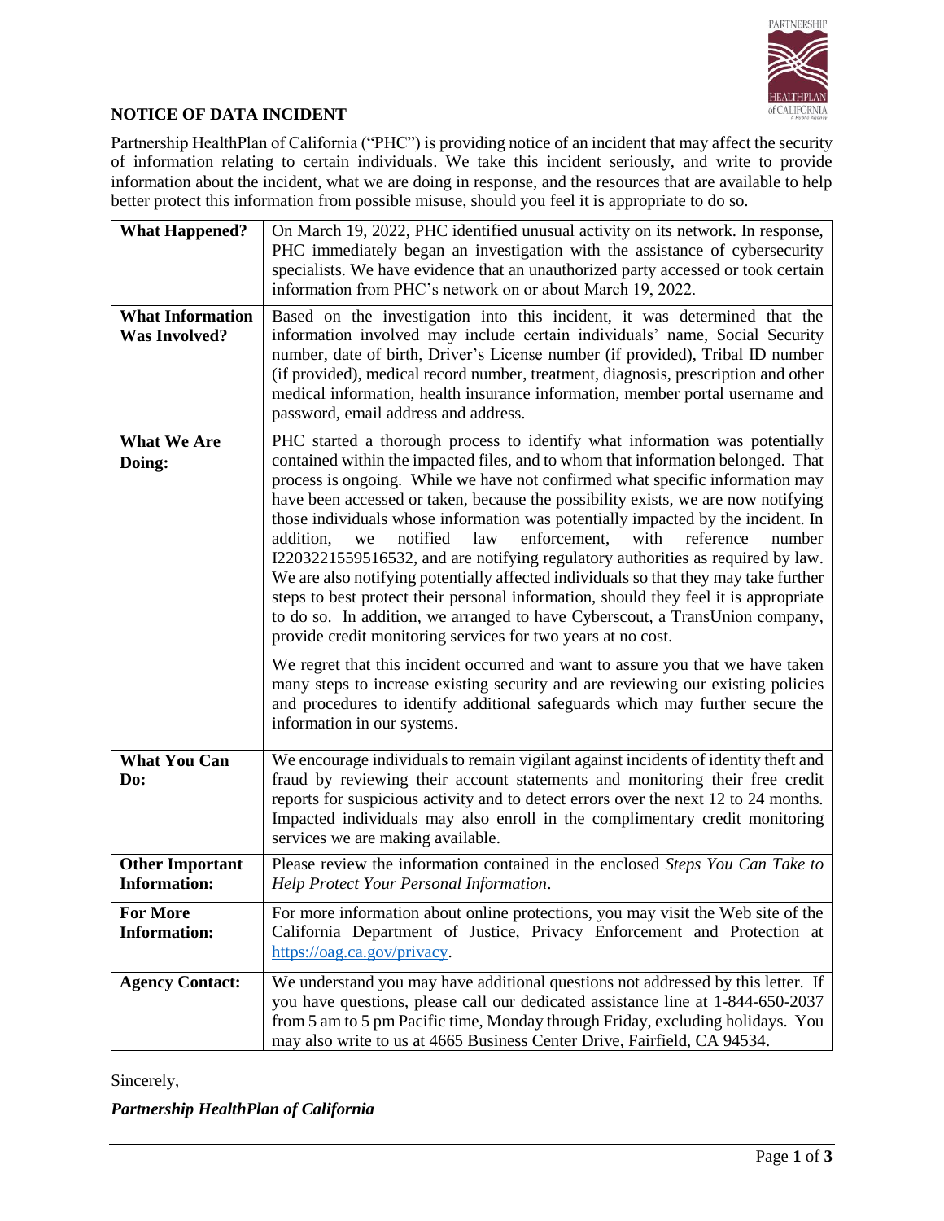# NOTICE OF DATA INCIDENT

Partnership HealthPlan of California ("PHC") is providing notice of an incident that may affect the security of information relating to certain individuals. We take this incident seriously, and write to provide information about the incident, what we are doing in response, and the resources that are available to help better protect this information from possible misuse, should you feel it is appropriate to do so.

| | |
|---|---|
| **What Happened?** | On March 19, 2022, PHC identified unusual activity on its network. In response, PHC immediately began an investigation with the assistance of cybersecurity specialists. We have evidence that an unauthorized party accessed or took certain information from PHC's network on or about March 19, 2022. |
| **What Information Was Involved?** | Based on the investigation into this incident, it was determined that the information involved may include certain individuals' name, Social Security number, date of birth, Driver's License number (if provided), Tribal ID number (if provided), medical record number, treatment, diagnosis, prescription and other medical information, health insurance information, member portal username and password, email address and address. |
| **What We Are Doing:** | PHC started a thorough process to identify what information was potentially contained within the impacted files, and to whom that information belonged. That process is ongoing. While we have not confirmed what specific information may have been accessed or taken, because the possibility exists, we are now notifying those individuals whose information was potentially impacted by the incident. In addition, we notified law enforcement, with reference number I2203221559516532, and are notifying regulatory authorities as required by law. We are also notifying potentially affected individuals so that they may take further steps to best protect their personal information, should they feel it is appropriate to do so. In addition, we arranged to have Cyberscout, a TransUnion company, provide credit monitoring services for two years at no cost.<br><br>We regret that this incident occurred and want to assure you that we have taken many steps to increase existing security and are reviewing our existing policies and procedures to identify additional safeguards which may further secure the information in our systems. |
| **What You Can Do:** | We encourage individuals to remain vigilant against incidents of identity theft and fraud by reviewing their account statements and monitoring their free credit reports for suspicious activity and to detect errors over the next 12 to 24 months. Impacted individuals may also enroll in the complimentary credit monitoring services we are making available. |
| **Other Important Information:** | Please review the information contained in the enclosed *Steps You Can Take to Help Protect Your Personal Information*. |
| **For More Information:** | For more information about online protections, you may visit the Web site of the California Department of Justice, Privacy Enforcement and Protection at https://oag.ca.gov/privacy. |
| **Agency Contact:** | We understand you may have additional questions not addressed by this letter. If you have questions, please call our dedicated assistance line at 1-844-650-2037 from 5 am to 5 pm Pacific time, Monday through Friday, excluding holidays. You may also write to us at 4665 Business Center Drive, Fairfield, CA 94534. |

Sincerely,

***Partnership HealthPlan of California***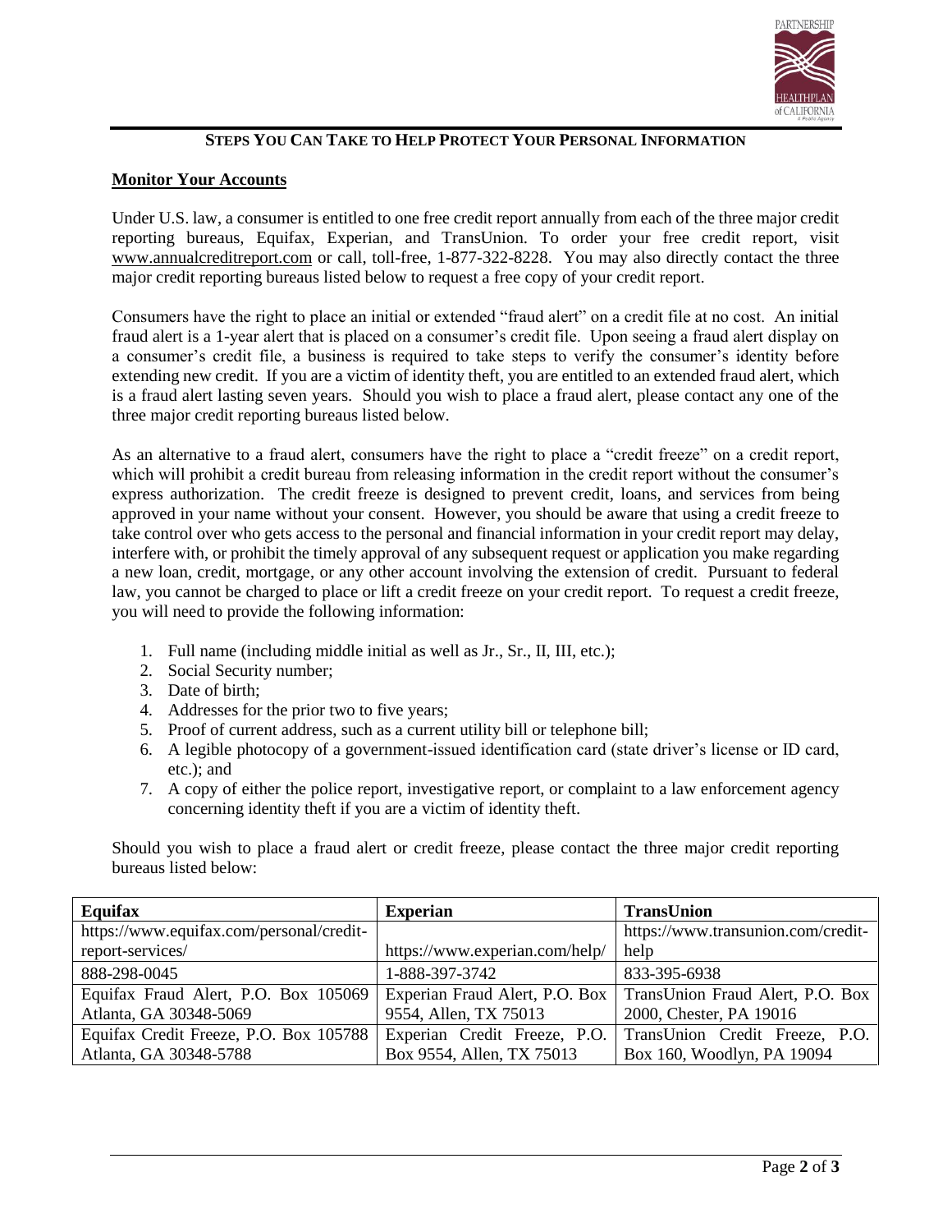## STEPS YOU CAN TAKE TO HELP PROTECT YOUR PERSONAL INFORMATION

### Monitor Your Accounts

Under U.S. law, a consumer is entitled to one free credit report annually from each of the three major credit reporting bureaus, Equifax, Experian, and TransUnion. To order your free credit report, visit www.annualcreditreport.com or call, toll-free, 1-877-322-8228. You may also directly contact the three major credit reporting bureaus listed below to request a free copy of your credit report.

Consumers have the right to place an initial or extended "fraud alert" on a credit file at no cost. An initial fraud alert is a 1-year alert that is placed on a consumer's credit file. Upon seeing a fraud alert display on a consumer's credit file, a business is required to take steps to verify the consumer's identity before extending new credit. If you are a victim of identity theft, you are entitled to an extended fraud alert, which is a fraud alert lasting seven years. Should you wish to place a fraud alert, please contact any one of the three major credit reporting bureaus listed below.

As an alternative to a fraud alert, consumers have the right to place a "credit freeze" on a credit report, which will prohibit a credit bureau from releasing information in the credit report without the consumer's express authorization. The credit freeze is designed to prevent credit, loans, and services from being approved in your name without your consent. However, you should be aware that using a credit freeze to take control over who gets access to the personal and financial information in your credit report may delay, interfere with, or prohibit the timely approval of any subsequent request or application you make regarding a new loan, credit, mortgage, or any other account involving the extension of credit. Pursuant to federal law, you cannot be charged to place or lift a credit freeze on your credit report. To request a credit freeze, you will need to provide the following information:

1. Full name (including middle initial as well as Jr., Sr., II, III, etc.);
2. Social Security number;
3. Date of birth;
4. Addresses for the prior two to five years;
5. Proof of current address, such as a current utility bill or telephone bill;
6. A legible photocopy of a government-issued identification card (state driver's license or ID card, etc.); and
7. A copy of either the police report, investigative report, or complaint to a law enforcement agency concerning identity theft if you are a victim of identity theft.

Should you wish to place a fraud alert or credit freeze, please contact the three major credit reporting bureaus listed below:

| Equifax | Experian | TransUnion |
|---|---|---|
| https://www.equifax.com/personal/credit-report-services/ | https://www.experian.com/help/ | https://www.transunion.com/credit-help |
| 888-298-0045 | 1-888-397-3742 | 833-395-6938 |
| Equifax Fraud Alert, P.O. Box 105069 Atlanta, GA 30348-5069 | Experian Fraud Alert, P.O. Box 9554, Allen, TX 75013 | TransUnion Fraud Alert, P.O. Box 2000, Chester, PA 19016 |
| Equifax Credit Freeze, P.O. Box 105788 Atlanta, GA 30348-5788 | Experian Credit Freeze, P.O. Box 9554, Allen, TX 75013 | TransUnion Credit Freeze, P.O. Box 160, Woodlyn, PA 19094 |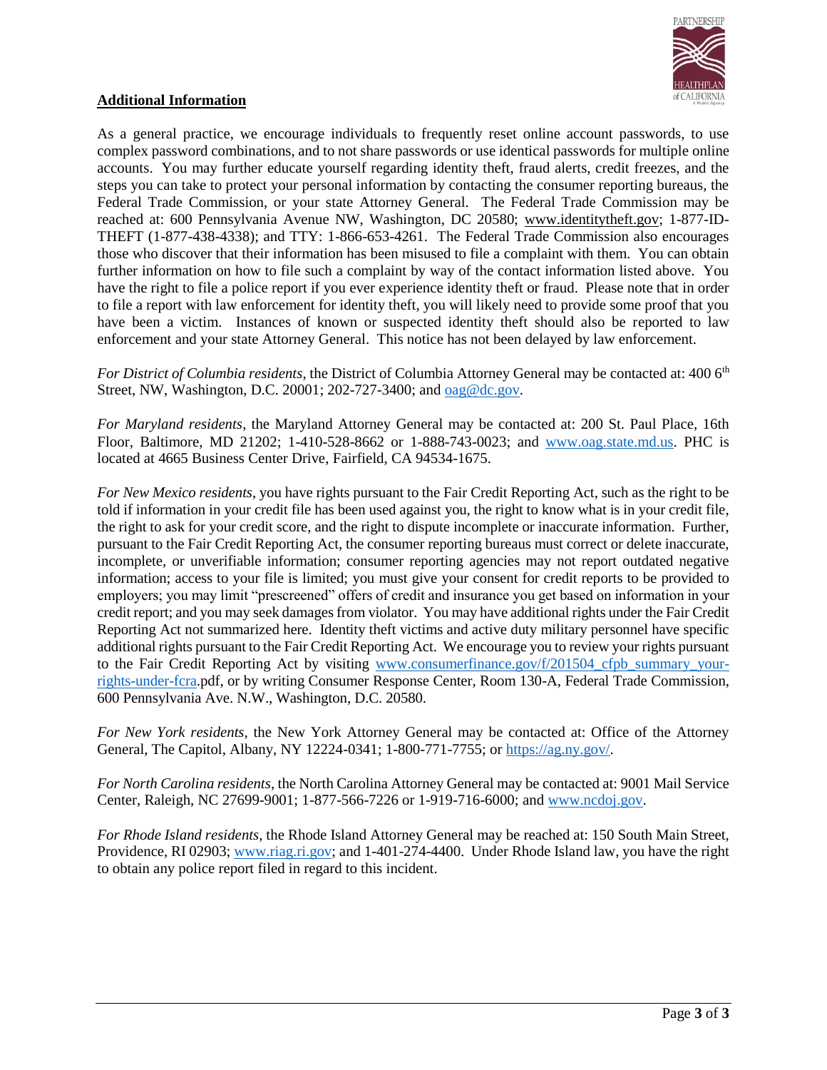## Additional Information

As a general practice, we encourage individuals to frequently reset online account passwords, to use complex password combinations, and to not share passwords or use identical passwords for multiple online accounts. You may further educate yourself regarding identity theft, fraud alerts, credit freezes, and the steps you can take to protect your personal information by contacting the consumer reporting bureaus, the Federal Trade Commission, or your state Attorney General. The Federal Trade Commission may be reached at: 600 Pennsylvania Avenue NW, Washington, DC 20580; www.identitytheft.gov; 1-877-ID-THEFT (1-877-438-4338); and TTY: 1-866-653-4261. The Federal Trade Commission also encourages those who discover that their information has been misused to file a complaint with them. You can obtain further information on how to file such a complaint by way of the contact information listed above. You have the right to file a police report if you ever experience identity theft or fraud. Please note that in order to file a report with law enforcement for identity theft, you will likely need to provide some proof that you have been a victim. Instances of known or suspected identity theft should also be reported to law enforcement and your state Attorney General. This notice has not been delayed by law enforcement.

*For District of Columbia residents*, the District of Columbia Attorney General may be contacted at: 400 6th Street, NW, Washington, D.C. 20001; 202-727-3400; and oag@dc.gov.

*For Maryland residents*, the Maryland Attorney General may be contacted at: 200 St. Paul Place, 16th Floor, Baltimore, MD 21202; 1-410-528-8662 or 1-888-743-0023; and www.oag.state.md.us. PHC is located at 4665 Business Center Drive, Fairfield, CA 94534-1675.

*For New Mexico residents*, you have rights pursuant to the Fair Credit Reporting Act, such as the right to be told if information in your credit file has been used against you, the right to know what is in your credit file, the right to ask for your credit score, and the right to dispute incomplete or inaccurate information. Further, pursuant to the Fair Credit Reporting Act, the consumer reporting bureaus must correct or delete inaccurate, incomplete, or unverifiable information; consumer reporting agencies may not report outdated negative information; access to your file is limited; you must give your consent for credit reports to be provided to employers; you may limit "prescreened" offers of credit and insurance you get based on information in your credit report; and you may seek damages from violator. You may have additional rights under the Fair Credit Reporting Act not summarized here. Identity theft victims and active duty military personnel have specific additional rights pursuant to the Fair Credit Reporting Act. We encourage you to review your rights pursuant to the Fair Credit Reporting Act by visiting www.consumerfinance.gov/f/201504_cfpb_summary_your-rights-under-fcra.pdf, or by writing Consumer Response Center, Room 130-A, Federal Trade Commission, 600 Pennsylvania Ave. N.W., Washington, D.C. 20580.

*For New York residents*, the New York Attorney General may be contacted at: Office of the Attorney General, The Capitol, Albany, NY 12224-0341; 1-800-771-7755; or https://ag.ny.gov/.

*For North Carolina residents*, the North Carolina Attorney General may be contacted at: 9001 Mail Service Center, Raleigh, NC 27699-9001; 1-877-566-7226 or 1-919-716-6000; and www.ncdoj.gov.

*For Rhode Island residents*, the Rhode Island Attorney General may be reached at: 150 South Main Street, Providence, RI 02903; www.riag.ri.gov; and 1-401-274-4400. Under Rhode Island law, you have the right to obtain any police report filed in regard to this incident.